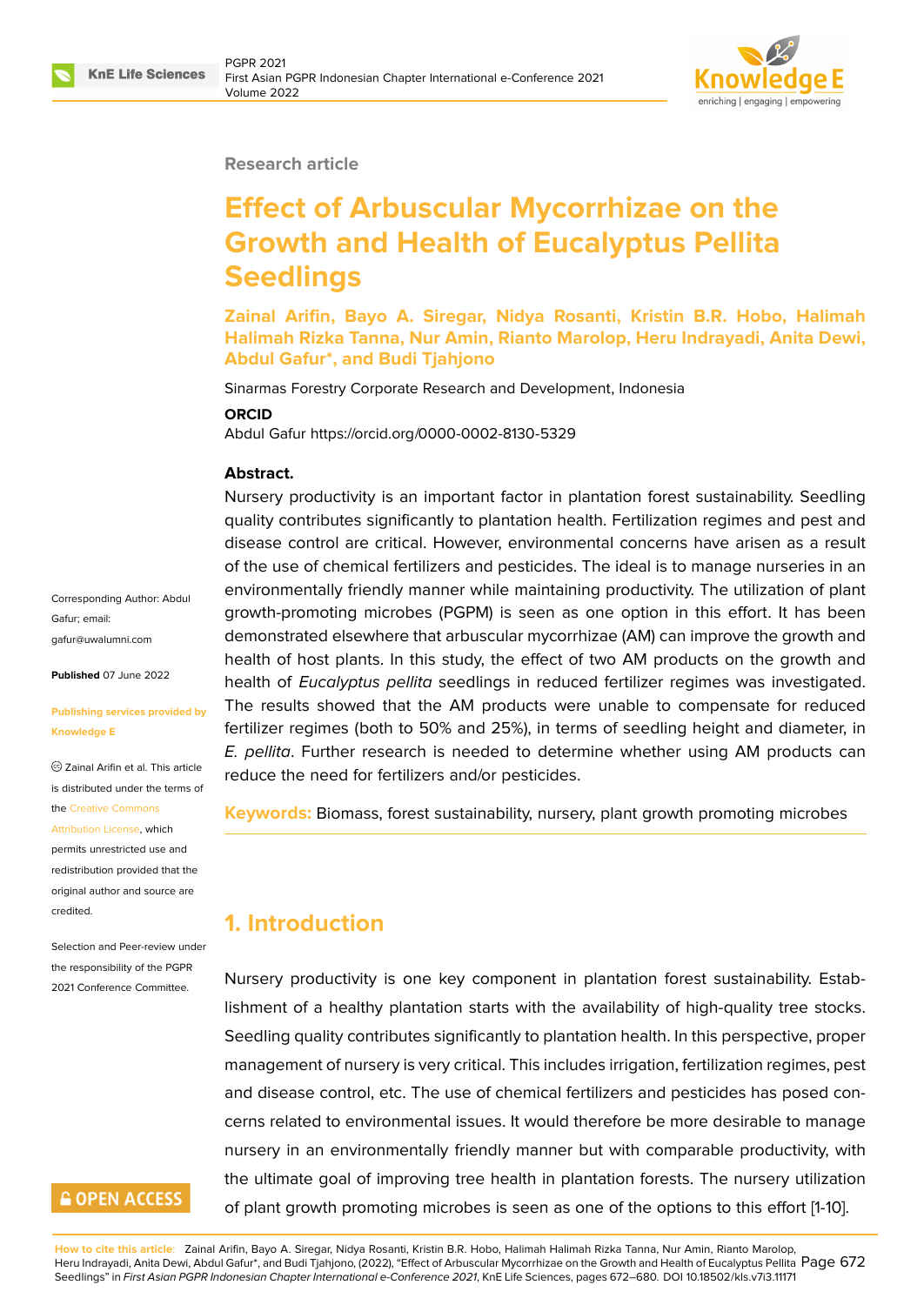Research article

# Effect of Arbuscular Mycorrhizae on the Growth and Health of Eucalyptus Pellita Seedlings

**Zainal Arifin, Bayo A. Siregar, Nidya Rosanti, Kristin B.R. Hobo, Halimah Halimah Rizka Tanna, Nur Amin, Rianto Marolop, Heru Indrayadi, Anita Dewi, Abdul Gafur*, and Budi Tjahjono**

Sinarmas Forestry Corporate Research and Development, Indonesia

**ORCID**

Abdul Gafur https://orcid.org/0000-0002-8130-5329

Corresponding Author: Abdul Gafur; email: gafur@uwalumni.com

**Published** 07 June 2022

**Publishing services provided by Knowledge E**

© Zainal Arifin et al. This article is distributed under the terms of the Creative Commons Attribution License, which permits unrestricted use and redistribution provided that the original author and source are credited.

Selection and Peer-review under the responsibility of the PGPR 2021 Conference Committee.

**Abstract.**

Nursery productivity is an important factor in plantation forest sustainability. Seedling quality contributes significantly to plantation health. Fertilization regimes and pest and disease control are critical. However, environmental concerns have arisen as a result of the use of chemical fertilizers and pesticides. The ideal is to manage nurseries in an environmentally friendly manner while maintaining productivity. The utilization of plant growth-promoting microbes (PGPM) is seen as one option in this effort. It has been demonstrated elsewhere that arbuscular mycorrhizae (AM) can improve the growth and health of host plants. In this study, the effect of two AM products on the growth and health of *Eucalyptus pellita* seedlings in reduced fertilizer regimes was investigated. The results showed that the AM products were unable to compensate for reduced fertilizer regimes (both to 50% and 25%), in terms of seedling height and diameter, in *E. pellita*. Further research is needed to determine whether using AM products can reduce the need for fertilizers and/or pesticides.

**Keywords:** Biomass, forest sustainability, nursery, plant growth promoting microbes

## 1. Introduction

Nursery productivity is one key component in plantation forest sustainability. Establishment of a healthy plantation starts with the availability of high-quality tree stocks. Seedling quality contributes significantly to plantation health. In this perspective, proper management of nursery is very critical. This includes irrigation, fertilization regimes, pest and disease control, etc. The use of chemical fertilizers and pesticides has posed concerns related to environmental issues. It would therefore be more desirable to manage nursery in an environmentally friendly manner but with comparable productivity, with the ultimate goal of improving tree health in plantation forests. The nursery utilization of plant growth promoting microbes is seen as one of the options to this effort [1-10].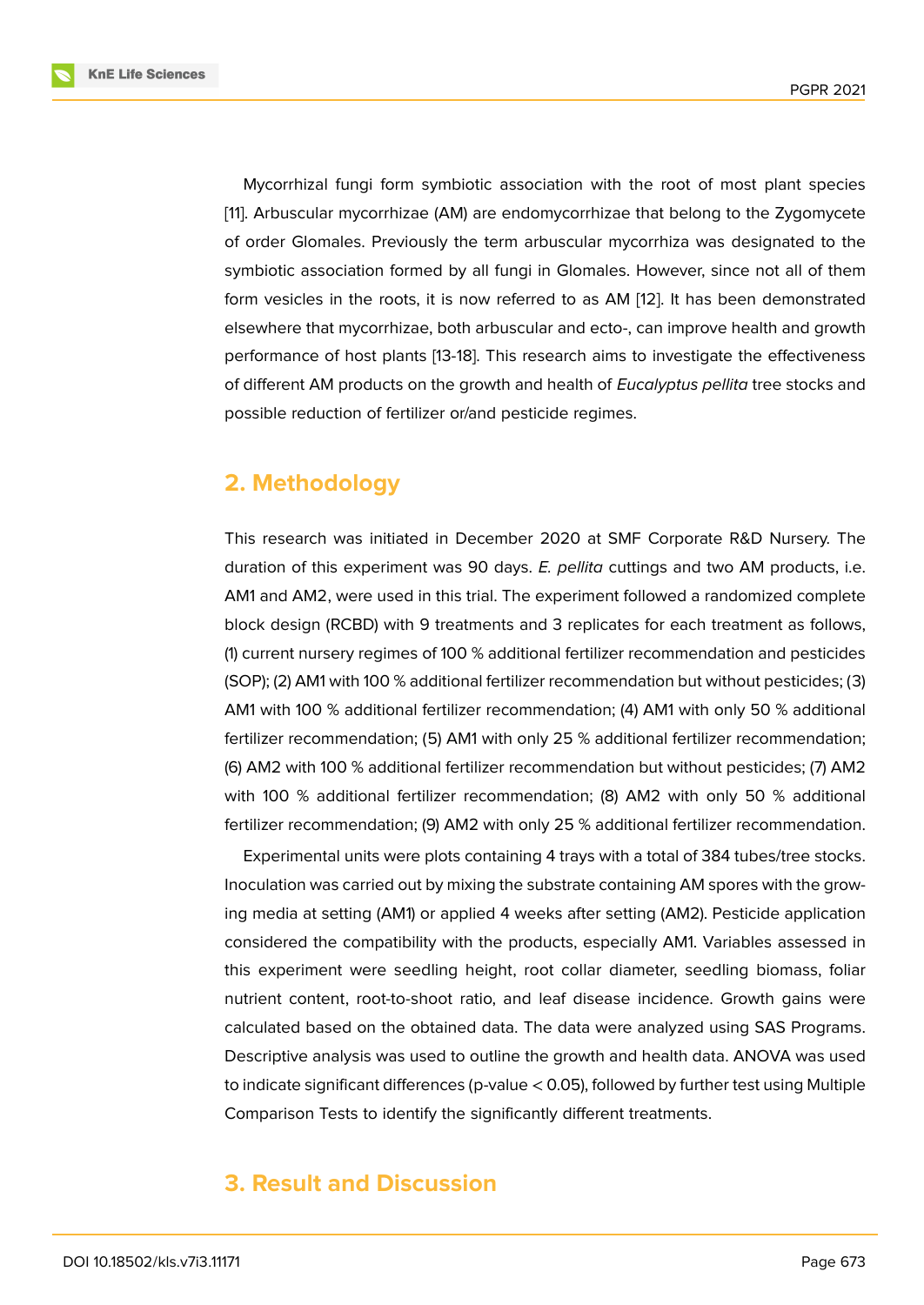Mycorrhizal fungi form symbiotic association with the root of most plant species [11]. Arbuscular mycorrhizae (AM) are endomycorrhizae that belong to the Zygomycete of order Glomales. Previously the term arbuscular mycorrhiza was designated to the symbiotic association formed by all fungi in Glomales. However, since not all of them form vesicles in the roots, it is now referred to as AM [12]. It has been demonstrated elsewhere that mycorrhizae, both arbuscular and ecto-, can improve health and growth performance of host plants [13-18]. This research aims to investigate the effectiveness of different AM products on the growth and health of *Eucalyptus pellita* tree stocks and possible reduction of fertilizer or/and pesticide regimes.

## 2. Methodology

This research was initiated in December 2020 at SMF Corporate R&D Nursery. The duration of this experiment was 90 days. *E. pellita* cuttings and two AM products, i.e. AM1 and AM2, were used in this trial. The experiment followed a randomized complete block design (RCBD) with 9 treatments and 3 replicates for each treatment as follows, (1) current nursery regimes of 100 % additional fertilizer recommendation and pesticides (SOP); (2) AM1 with 100 % additional fertilizer recommendation but without pesticides; (3) AM1 with 100 % additional fertilizer recommendation; (4) AM1 with only 50 % additional fertilizer recommendation; (5) AM1 with only 25 % additional fertilizer recommendation; (6) AM2 with 100 % additional fertilizer recommendation but without pesticides; (7) AM2 with 100 % additional fertilizer recommendation; (8) AM2 with only 50 % additional fertilizer recommendation; (9) AM2 with only 25 % additional fertilizer recommendation.

Experimental units were plots containing 4 trays with a total of 384 tubes/tree stocks. Inoculation was carried out by mixing the substrate containing AM spores with the growing media at setting (AM1) or applied 4 weeks after setting (AM2). Pesticide application considered the compatibility with the products, especially AM1. Variables assessed in this experiment were seedling height, root collar diameter, seedling biomass, foliar nutrient content, root-to-shoot ratio, and leaf disease incidence. Growth gains were calculated based on the obtained data. The data were analyzed using SAS Programs. Descriptive analysis was used to outline the growth and health data. ANOVA was used to indicate significant differences ($p$-value $< 0.05$), followed by further test using Multiple Comparison Tests to identify the significantly different treatments.

## 3. Result and Discussion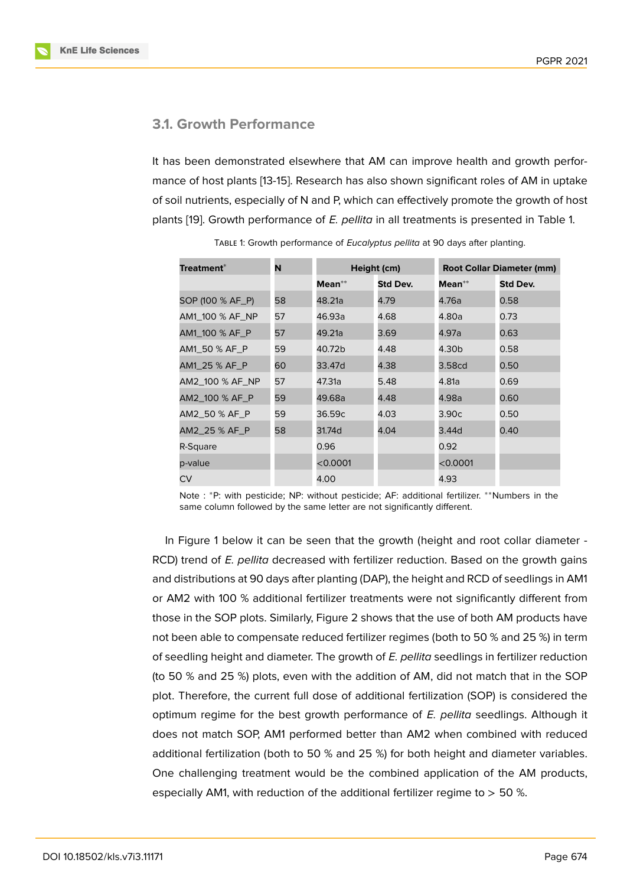### 3.1. Growth Performance

It has been demonstrated elsewhere that AM can improve health and growth performance of host plants [13-15]. Research has also shown significant roles of AM in uptake of soil nutrients, especially of N and P, which can effectively promote the growth of host plants [19]. Growth performance of *E. pellita* in all treatments is presented in Table 1.

Table 1: Growth performance of *Eucalyptus pellita* at 90 days after planting.

| Treatment* | N | Height (cm) | | Root Collar Diameter (mm) | |
|---|---|---|---|---|---|
| | | Mean** | Std Dev. | Mean** | Std Dev. |
| SOP (100 % AF_P) | 58 | 48.21a | 4.79 | 4.76a | 0.58 |
| AM1_100 % AF_NP | 57 | 46.93a | 4.68 | 4.80a | 0.73 |
| AM1_100 % AF_P | 57 | 49.21a | 3.69 | 4.97a | 0.63 |
| AM1_50 % AF_P | 59 | 40.72b | 4.48 | 4.30b | 0.58 |
| AM1_25 % AF_P | 60 | 33.47d | 4.38 | 3.58cd | 0.50 |
| AM2_100 % AF_NP | 57 | 47.31a | 5.48 | 4.81a | 0.69 |
| AM2_100 % AF_P | 59 | 49.68a | 4.48 | 4.98a | 0.60 |
| AM2_50 % AF_P | 59 | 36.59c | 4.03 | 3.90c | 0.50 |
| AM2_25 % AF_P | 58 | 31.74d | 4.04 | 3.44d | 0.40 |
| R-Square | | 0.96 | | 0.92 | |
| p-value | | <0.0001 | | <0.0001 | |
| CV | | 4.00 | | 4.93 | |

Note : *P: with pesticide; NP: without pesticide; AF: additional fertilizer. **Numbers in the same column followed by the same letter are not significantly different.

In Figure 1 below it can be seen that the growth (height and root collar diameter - RCD) trend of *E. pellita* decreased with fertilizer reduction. Based on the growth gains and distributions at 90 days after planting (DAP), the height and RCD of seedlings in AM1 or AM2 with 100 % additional fertilizer treatments were not significantly different from those in the SOP plots. Similarly, Figure 2 shows that the use of both AM products have not been able to compensate reduced fertilizer regimes (both to 50 % and 25 %) in term of seedling height and diameter. The growth of *E. pellita* seedlings in fertilizer reduction (to 50 % and 25 %) plots, even with the addition of AM, did not match that in the SOP plot. Therefore, the current full dose of additional fertilization (SOP) is considered the optimum regime for the best growth performance of *E. pellita* seedlings. Although it does not match SOP, AM1 performed better than AM2 when combined with reduced additional fertilization (both to 50 % and 25 %) for both height and diameter variables. One challenging treatment would be the combined application of the AM products, especially AM1, with reduction of the additional fertilizer regime to > 50 %.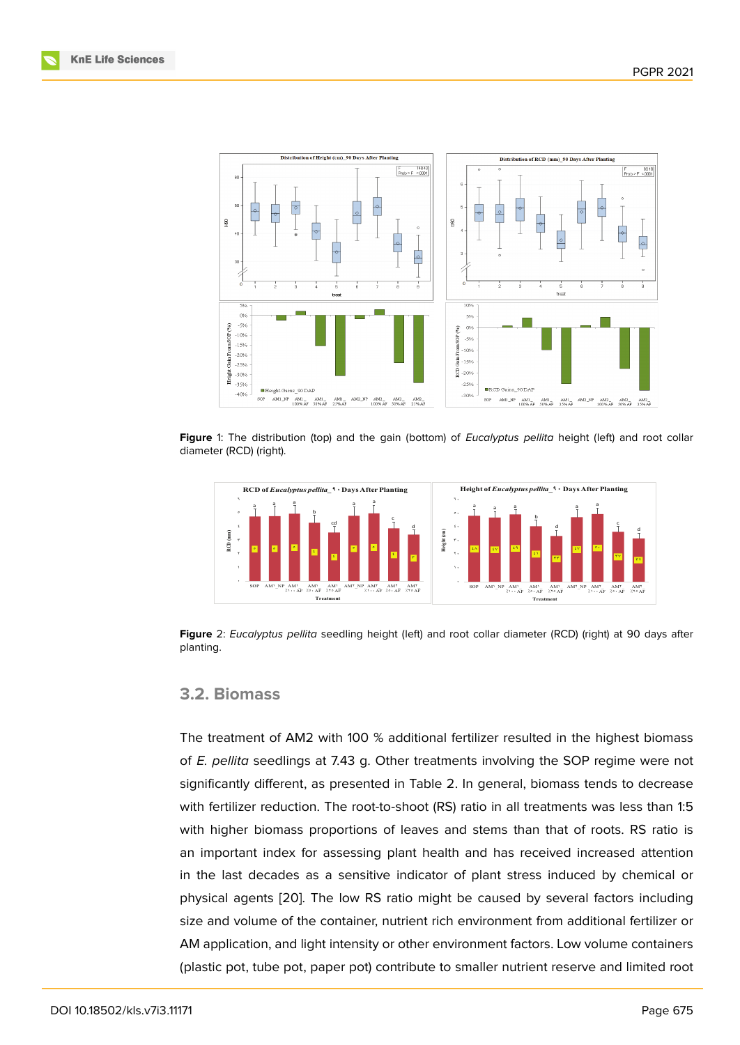**Figure** 1: The distribution (top) and the gain (bottom) of *Eucalyptus pellita* height (left) and root collar diameter (RCD) (right).

**Figure** 2: *Eucalyptus pellita* seedling height (left) and root collar diameter (RCD) (right) at 90 days after planting.

### 3.2. Biomass

The treatment of AM2 with 100 % additional fertilizer resulted in the highest biomass of *E. pellita* seedlings at 7.43 g. Other treatments involving the SOP regime were not significantly different, as presented in Table 2. In general, biomass tends to decrease with fertilizer reduction. The root-to-shoot (RS) ratio in all treatments was less than 1:5 with higher biomass proportions of leaves and stems than that of roots. RS ratio is an important index for assessing plant health and has received increased attention in the last decades as a sensitive indicator of plant stress induced by chemical or physical agents [20]. The low RS ratio might be caused by several factors including size and volume of the container, nutrient rich environment from additional fertilizer or AM application, and light intensity or other environment factors. Low volume containers (plastic pot, tube pot, paper pot) contribute to smaller nutrient reserve and limited root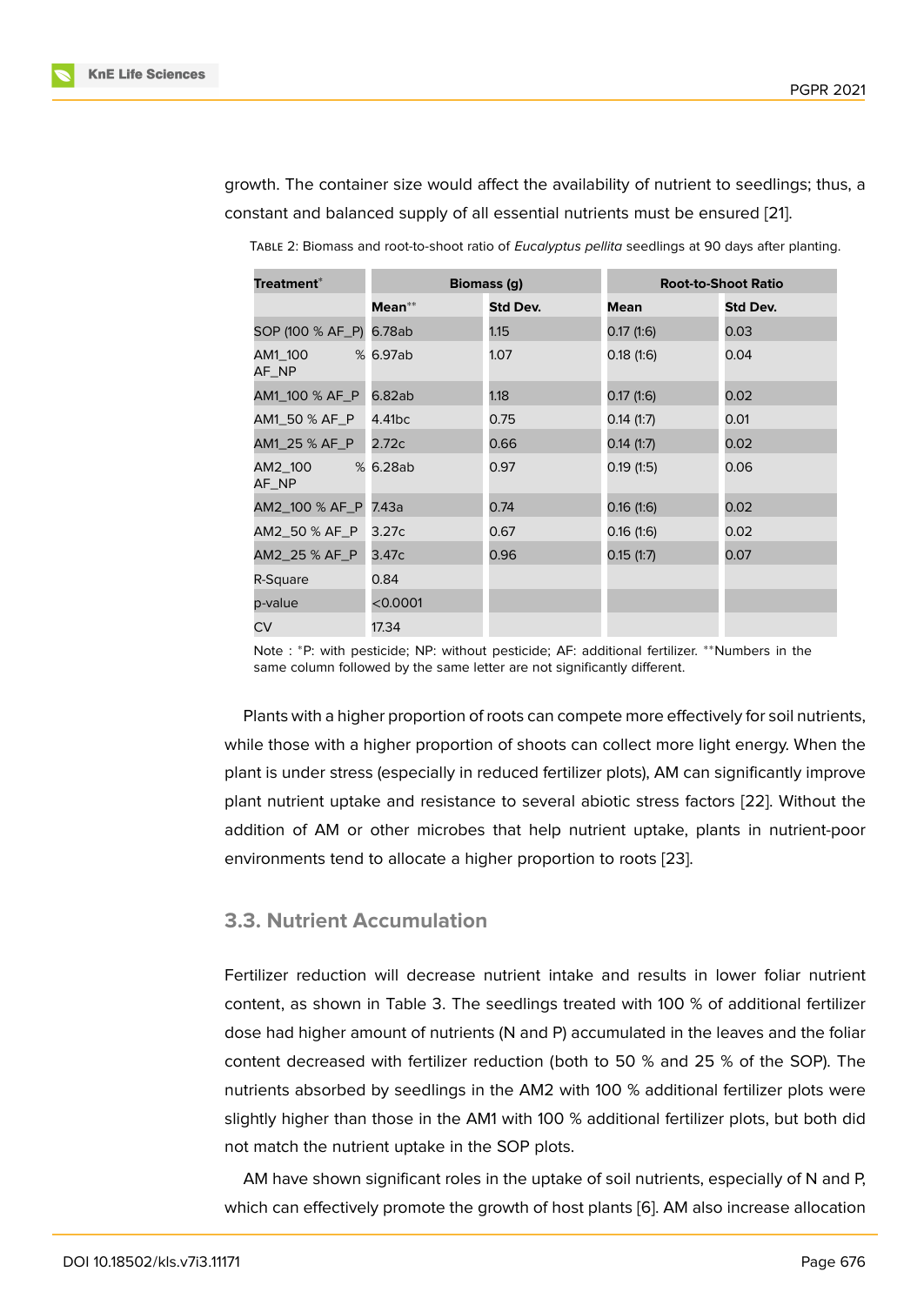growth. The container size would affect the availability of nutrient to seedlings; thus, a constant and balanced supply of all essential nutrients must be ensured [21].

TABLE 2: Biomass and root-to-shoot ratio of *Eucalyptus pellita* seedlings at 90 days after planting.

| Treatment* | Biomass (g) | | Root-to-Shoot Ratio | |
|---|---|---|---|---|
| | Mean** | Std Dev. | Mean | Std Dev. |
| SOP (100 % AF_P) | 6.78ab | 1.15 | 0.17 (1:6) | 0.03 |
| AM1_100 % AF_NP | 6.97ab | 1.07 | 0.18 (1:6) | 0.04 |
| AM1_100 % AF_P | 6.82ab | 1.18 | 0.17 (1:6) | 0.02 |
| AM1_50 % AF_P | 4.41bc | 0.75 | 0.14 (1:7) | 0.01 |
| AM1_25 % AF_P | 2.72c | 0.66 | 0.14 (1:7) | 0.02 |
| AM2_100 % AF_NP | 6.28ab | 0.97 | 0.19 (1:5) | 0.06 |
| AM2_100 % AF_P | 7.43a | 0.74 | 0.16 (1:6) | 0.02 |
| AM2_50 % AF_P | 3.27c | 0.67 | 0.16 (1:6) | 0.02 |
| AM2_25 % AF_P | 3.47c | 0.96 | 0.15 (1:7) | 0.07 |
| R-Square | 0.84 | | | |
| p-value | <0.0001 | | | |
| CV | 17.34 | | | |

Note : *P: with pesticide; NP: without pesticide; AF: additional fertilizer. **Numbers in the same column followed by the same letter are not significantly different.

Plants with a higher proportion of roots can compete more effectively for soil nutrients, while those with a higher proportion of shoots can collect more light energy. When the plant is under stress (especially in reduced fertilizer plots), AM can significantly improve plant nutrient uptake and resistance to several abiotic stress factors [22]. Without the addition of AM or other microbes that help nutrient uptake, plants in nutrient-poor environments tend to allocate a higher proportion to roots [23].

### 3.3. Nutrient Accumulation

Fertilizer reduction will decrease nutrient intake and results in lower foliar nutrient content, as shown in Table 3. The seedlings treated with 100 % of additional fertilizer dose had higher amount of nutrients (N and P) accumulated in the leaves and the foliar content decreased with fertilizer reduction (both to 50 % and 25 % of the SOP). The nutrients absorbed by seedlings in the AM2 with 100 % additional fertilizer plots were slightly higher than those in the AM1 with 100 % additional fertilizer plots, but both did not match the nutrient uptake in the SOP plots.

AM have shown significant roles in the uptake of soil nutrients, especially of N and P, which can effectively promote the growth of host plants [6]. AM also increase allocation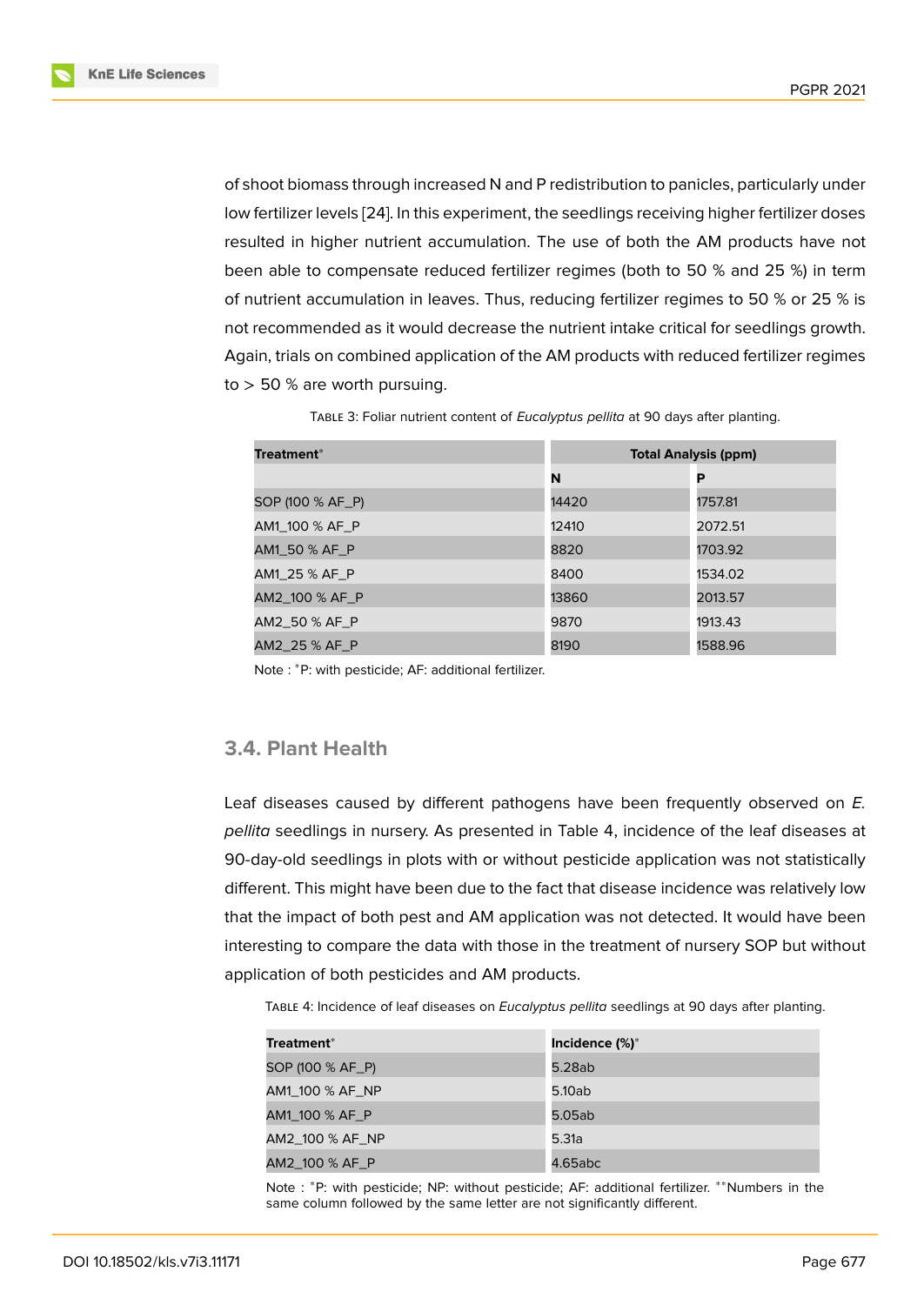of shoot biomass through increased N and P redistribution to panicles, particularly under low fertilizer levels [24]. In this experiment, the seedlings receiving higher fertilizer doses resulted in higher nutrient accumulation. The use of both the AM products have not been able to compensate reduced fertilizer regimes (both to 50 % and 25 %) in term of nutrient accumulation in leaves. Thus, reducing fertilizer regimes to 50 % or 25 % is not recommended as it would decrease the nutrient intake critical for seedlings growth. Again, trials on combined application of the AM products with reduced fertilizer regimes to > 50 % are worth pursuing.

Table 3: Foliar nutrient content of *Eucalyptus pellita* at 90 days after planting.

| Treatment* | Total Analysis (ppm) | |
|---|---|---|
| | N | P |
| SOP (100 % AF_P) | 14420 | 1757.81 |
| AM1_100 % AF_P | 12410 | 2072.51 |
| AM1_50 % AF_P | 8820 | 1703.92 |
| AM1_25 % AF_P | 8400 | 1534.02 |
| AM2_100 % AF_P | 13860 | 2013.57 |
| AM2_50 % AF_P | 9870 | 1913.43 |
| AM2_25 % AF_P | 8190 | 1588.96 |

Note : *P: with pesticide; AF: additional fertilizer.

### 3.4. Plant Health

Leaf diseases caused by different pathogens have been frequently observed on *E. pellita* seedlings in nursery. As presented in Table 4, incidence of the leaf diseases at 90-day-old seedlings in plots with or without pesticide application was not statistically different. This might have been due to the fact that disease incidence was relatively low that the impact of both pest and AM application was not detected. It would have been interesting to compare the data with those in the treatment of nursery SOP but without application of both pesticides and AM products.

Table 4: Incidence of leaf diseases on *Eucalyptus pellita* seedlings at 90 days after planting.

| Treatment* | Incidence (%)* |
|---|---|
| SOP (100 % AF_P) | 5.28ab |
| AM1_100 % AF_NP | 5.10ab |
| AM1_100 % AF_P | 5.05ab |
| AM2_100 % AF_NP | 5.31a |
| AM2_100 % AF_P | 4.65abc |

Note : *P: with pesticide; NP: without pesticide; AF: additional fertilizer. **Numbers in the same column followed by the same letter are not significantly different.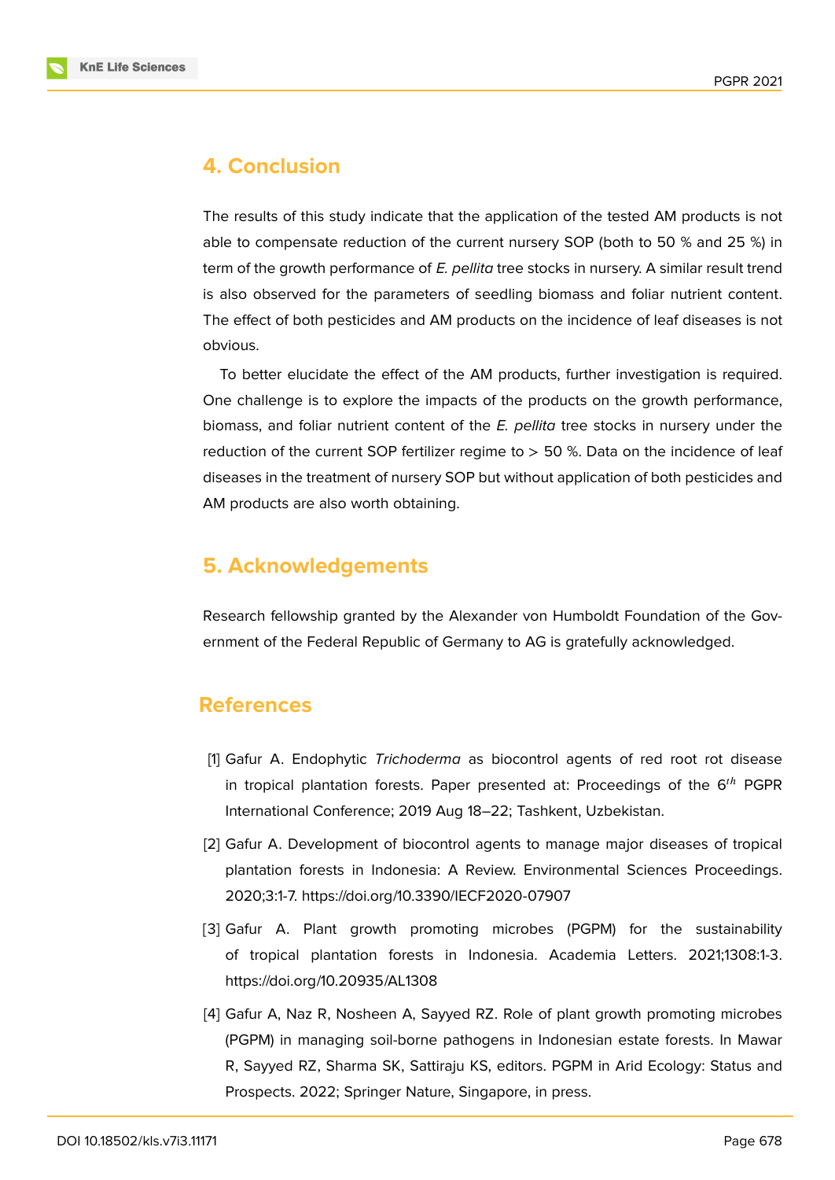## 4. Conclusion

The results of this study indicate that the application of the tested AM products is not able to compensate reduction of the current nursery SOP (both to 50 % and 25 %) in term of the growth performance of *E. pellita* tree stocks in nursery. A similar result trend is also observed for the parameters of seedling biomass and foliar nutrient content. The effect of both pesticides and AM products on the incidence of leaf diseases is not obvious.

To better elucidate the effect of the AM products, further investigation is required. One challenge is to explore the impacts of the products on the growth performance, biomass, and foliar nutrient content of the *E. pellita* tree stocks in nursery under the reduction of the current SOP fertilizer regime to > 50 %. Data on the incidence of leaf diseases in the treatment of nursery SOP but without application of both pesticides and AM products are also worth obtaining.

## 5. Acknowledgements

Research fellowship granted by the Alexander von Humboldt Foundation of the Government of the Federal Republic of Germany to AG is gratefully acknowledged.

## References

[1] Gafur A. Endophytic *Trichoderma* as biocontrol agents of red root rot disease in tropical plantation forests. Paper presented at: Proceedings of the 6$^{th}$ PGPR International Conference; 2019 Aug 18–22; Tashkent, Uzbekistan.

[2] Gafur A. Development of biocontrol agents to manage major diseases of tropical plantation forests in Indonesia: A Review. Environmental Sciences Proceedings. 2020;3:1-7. https://doi.org/10.3390/IECF2020-07907

[3] Gafur A. Plant growth promoting microbes (PGPM) for the sustainability of tropical plantation forests in Indonesia. Academia Letters. 2021;1308:1-3. https://doi.org/10.20935/AL1308

[4] Gafur A, Naz R, Nosheen A, Sayyed RZ. Role of plant growth promoting microbes (PGPM) in managing soil-borne pathogens in Indonesian estate forests. In Mawar R, Sayyed RZ, Sharma SK, Sattiraju KS, editors. PGPM in Arid Ecology: Status and Prospects. 2022; Springer Nature, Singapore, in press.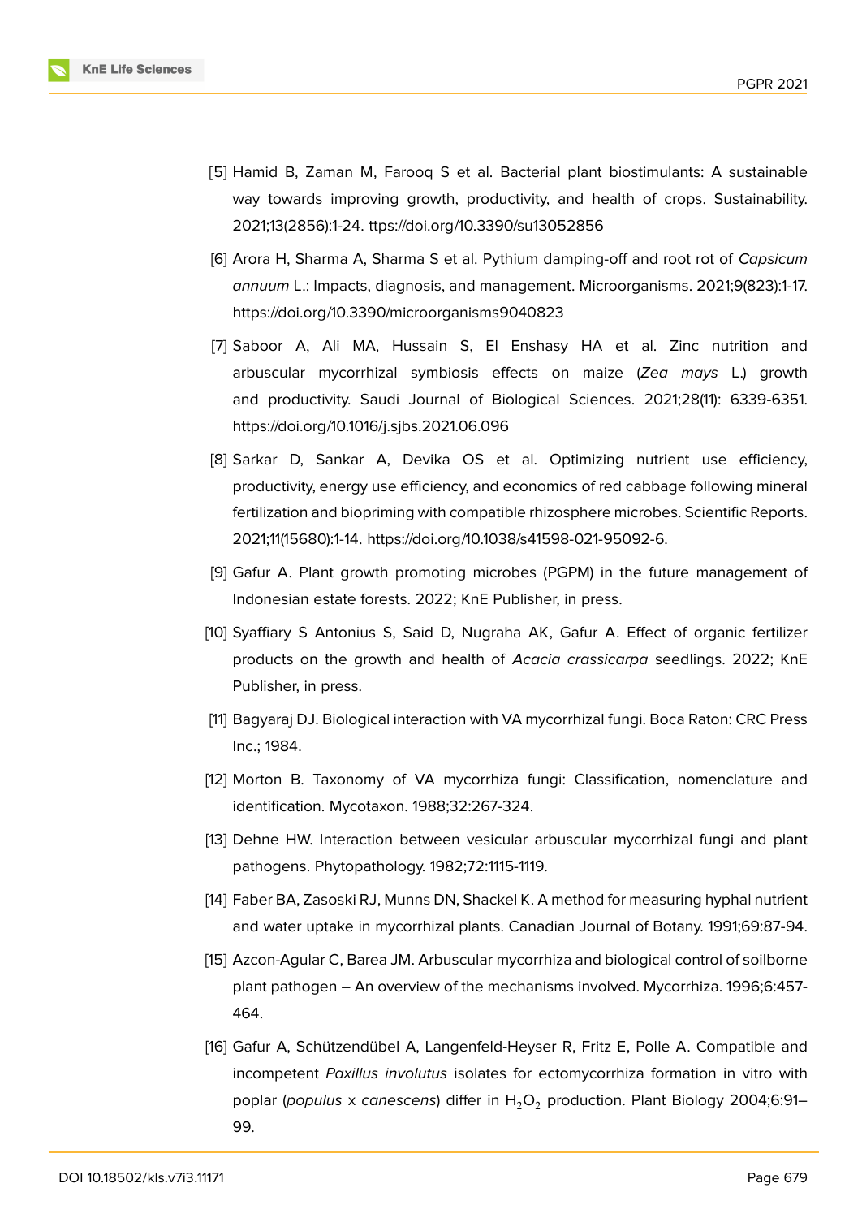[5] Hamid B, Zaman M, Farooq S et al. Bacterial plant biostimulants: A sustainable way towards improving growth, productivity, and health of crops. Sustainability. 2021;13(2856):1-24. ttps://doi.org/10.3390/su13052856

[6] Arora H, Sharma A, Sharma S et al. Pythium damping-off and root rot of *Capsicum annuum* L.: Impacts, diagnosis, and management. Microorganisms. 2021;9(823):1-17. https://doi.org/10.3390/microorganisms9040823

[7] Saboor A, Ali MA, Hussain S, El Enshasy HA et al. Zinc nutrition and arbuscular mycorrhizal symbiosis effects on maize (*Zea mays* L.) growth and productivity. Saudi Journal of Biological Sciences. 2021;28(11): 6339-6351. https://doi.org/10.1016/j.sjbs.2021.06.096

[8] Sarkar D, Sankar A, Devika OS et al. Optimizing nutrient use efficiency, productivity, energy use efficiency, and economics of red cabbage following mineral fertilization and biopriming with compatible rhizosphere microbes. Scientific Reports. 2021;11(15680):1-14. https://doi.org/10.1038/s41598-021-95092-6.

[9] Gafur A. Plant growth promoting microbes (PGPM) in the future management of Indonesian estate forests. 2022; KnE Publisher, in press.

[10] Syaffiary S Antonius S, Said D, Nugraha AK, Gafur A. Effect of organic fertilizer products on the growth and health of *Acacia crassicarpa* seedlings. 2022; KnE Publisher, in press.

[11] Bagyaraj DJ. Biological interaction with VA mycorrhizal fungi. Boca Raton: CRC Press Inc.; 1984.

[12] Morton B. Taxonomy of VA mycorrhiza fungi: Classification, nomenclature and identification. Mycotaxon. 1988;32:267-324.

[13] Dehne HW. Interaction between vesicular arbuscular mycorrhizal fungi and plant pathogens. Phytopathology. 1982;72:1115-1119.

[14] Faber BA, Zasoski RJ, Munns DN, Shackel K. A method for measuring hyphal nutrient and water uptake in mycorrhizal plants. Canadian Journal of Botany. 1991;69:87-94.

[15] Azcon-Agular C, Barea JM. Arbuscular mycorrhiza and biological control of soilborne plant pathogen – An overview of the mechanisms involved. Mycorrhiza. 1996;6:457-464.

[16] Gafur A, Schützendübel A, Langenfeld-Heyser R, Fritz E, Polle A. Compatible and incompetent *Paxillus involutus* isolates for ectomycorrhiza formation in vitro with poplar (*populus* x *canescens*) differ in $H_2O_2$ production. Plant Biology 2004;6:91–99.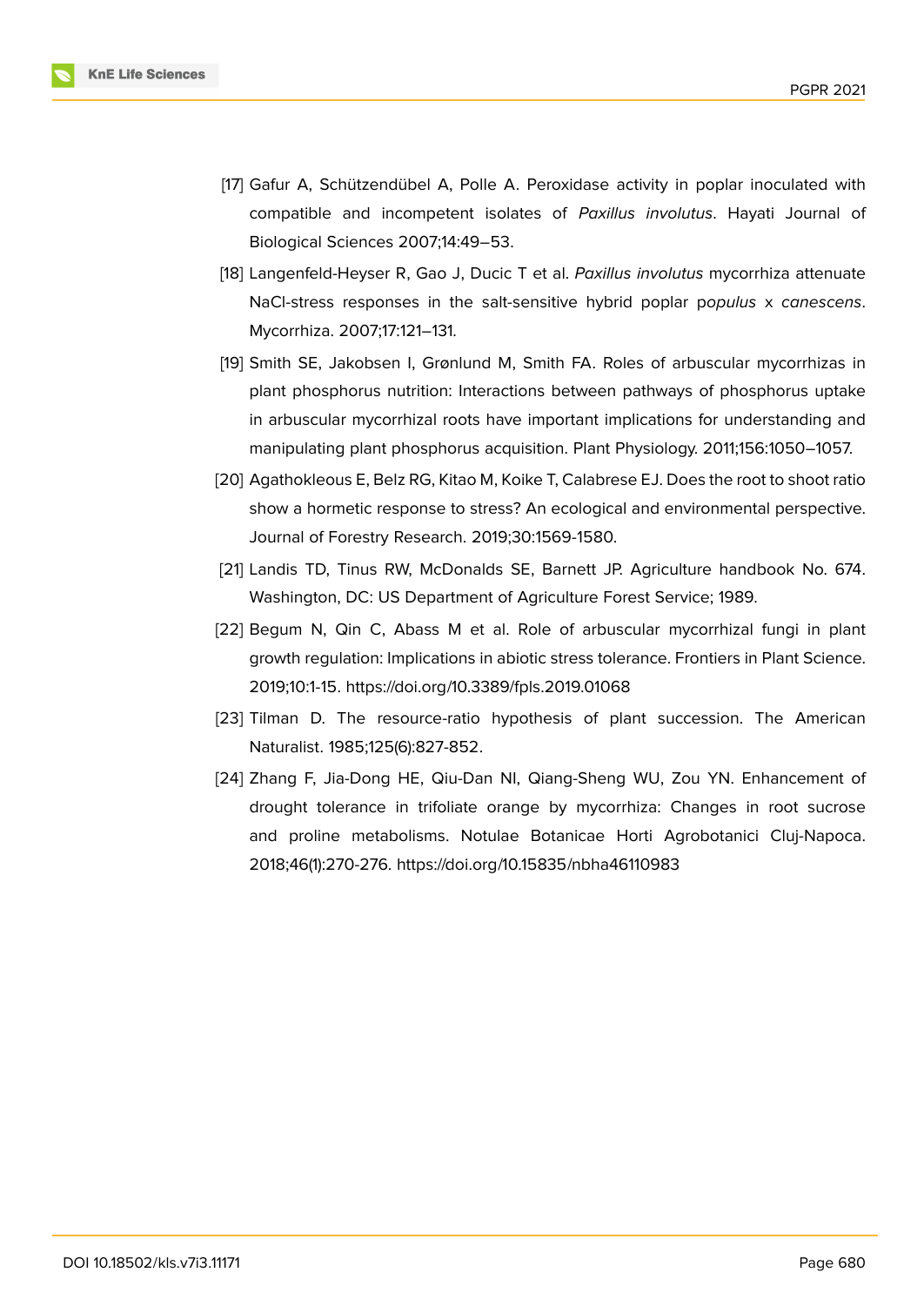[17] Gafur A, Schützendübel A, Polle A. Peroxidase activity in poplar inoculated with compatible and incompetent isolates of *Paxillus involutus*. Hayati Journal of Biological Sciences 2007;14:49–53.

[18] Langenfeld-Heyser R, Gao J, Ducic T et al. *Paxillus involutus* mycorrhiza attenuate NaCl-stress responses in the salt-sensitive hybrid poplar p*opulus* x *canescens*. Mycorrhiza. 2007;17:121–131.

[19] Smith SE, Jakobsen I, Grønlund M, Smith FA. Roles of arbuscular mycorrhizas in plant phosphorus nutrition: Interactions between pathways of phosphorus uptake in arbuscular mycorrhizal roots have important implications for understanding and manipulating plant phosphorus acquisition. Plant Physiology. 2011;156:1050–1057.

[20] Agathokleous E, Belz RG, Kitao M, Koike T, Calabrese EJ. Does the root to shoot ratio show a hormetic response to stress? An ecological and environmental perspective. Journal of Forestry Research. 2019;30:1569-1580.

[21] Landis TD, Tinus RW, McDonalds SE, Barnett JP. Agriculture handbook No. 674. Washington, DC: US Department of Agriculture Forest Service; 1989.

[22] Begum N, Qin C, Abass M et al. Role of arbuscular mycorrhizal fungi in plant growth regulation: Implications in abiotic stress tolerance. Frontiers in Plant Science. 2019;10:1-15. https://doi.org/10.3389/fpls.2019.01068

[23] Tilman D. The resource-ratio hypothesis of plant succession. The American Naturalist. 1985;125(6):827-852.

[24] Zhang F, Jia-Dong HE, Qiu-Dan NI, Qiang-Sheng WU, Zou YN. Enhancement of drought tolerance in trifoliate orange by mycorrhiza: Changes in root sucrose and proline metabolisms. Notulae Botanicae Horti Agrobotanici Cluj-Napoca. 2018;46(1):270-276. https://doi.org/10.15835/nbha46110983